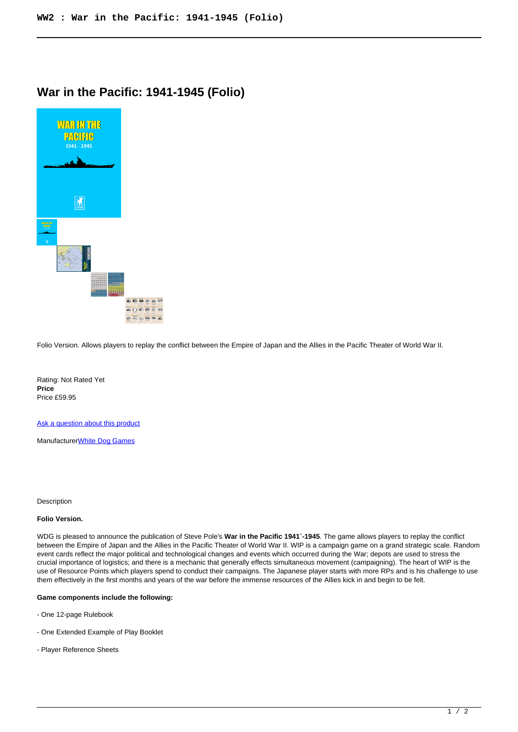# War in the Pacific: 1941-1945 (Folio)

Folio Version. Allows players to replay the conflict between the Empire of Japan and the Allies in the Pacific Theater of World War II.

Rating: Not Rated Yet
**Price**
Price £59.95

[Ask a question about this product](#)

Manufacturer[White Dog Games](#)

Description

**Folio Version.**

WDG is pleased to announce the publication of Steve Pole's **War in the Pacific 1941`-1945**. The game allows players to replay the conflict between the Empire of Japan and the Allies in the Pacific Theater of World War II. WIP is a campaign game on a grand strategic scale. Random event cards reflect the major political and technological changes and events which occurred during the War; depots are used to stress the crucial importance of logistics; and there is a mechanic that generally effects simultaneous movement (campaigning). The heart of WIP is the use of Resource Points which players spend to conduct their campaigns. The Japanese player starts with more RPs and is his challenge to use them effectively in the first months and years of the war before the immense resources of the Allies kick in and begin to be felt.

**Game components include the following:**

- One 12-page Rulebook

- One Extended Example of Play Booklet

- Player Reference Sheets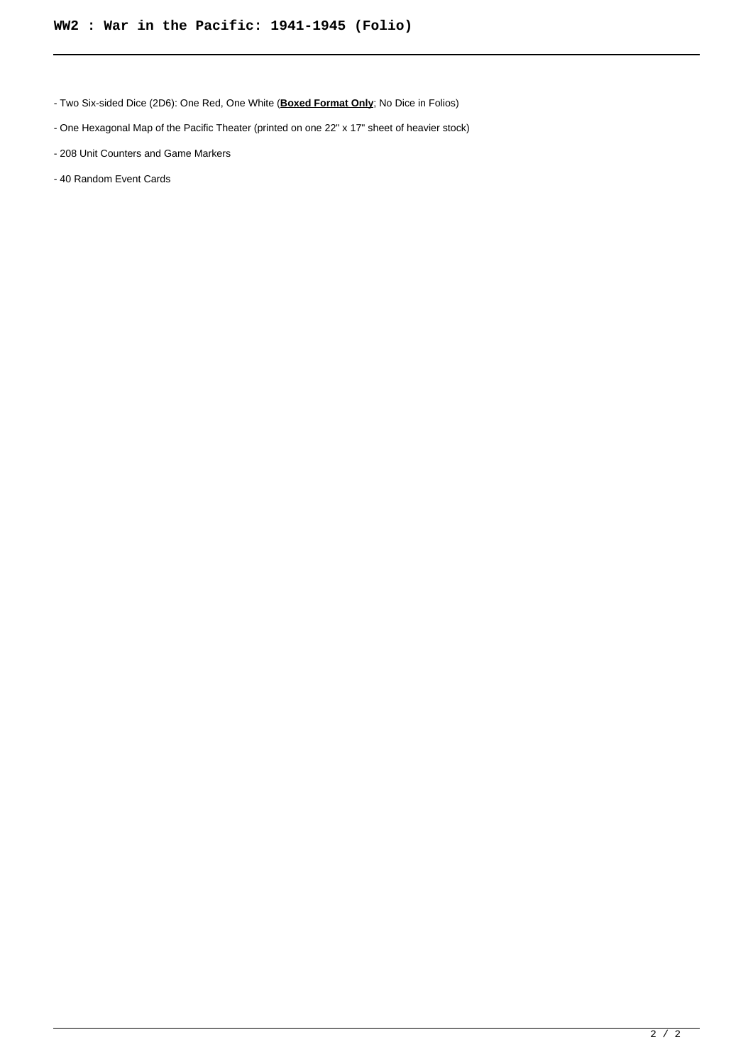- Two Six-sided Dice (2D6): One Red, One White (**Boxed Format Only**; No Dice in Folios)

- One Hexagonal Map of the Pacific Theater (printed on one 22" x 17" sheet of heavier stock)

- 208 Unit Counters and Game Markers

- 40 Random Event Cards